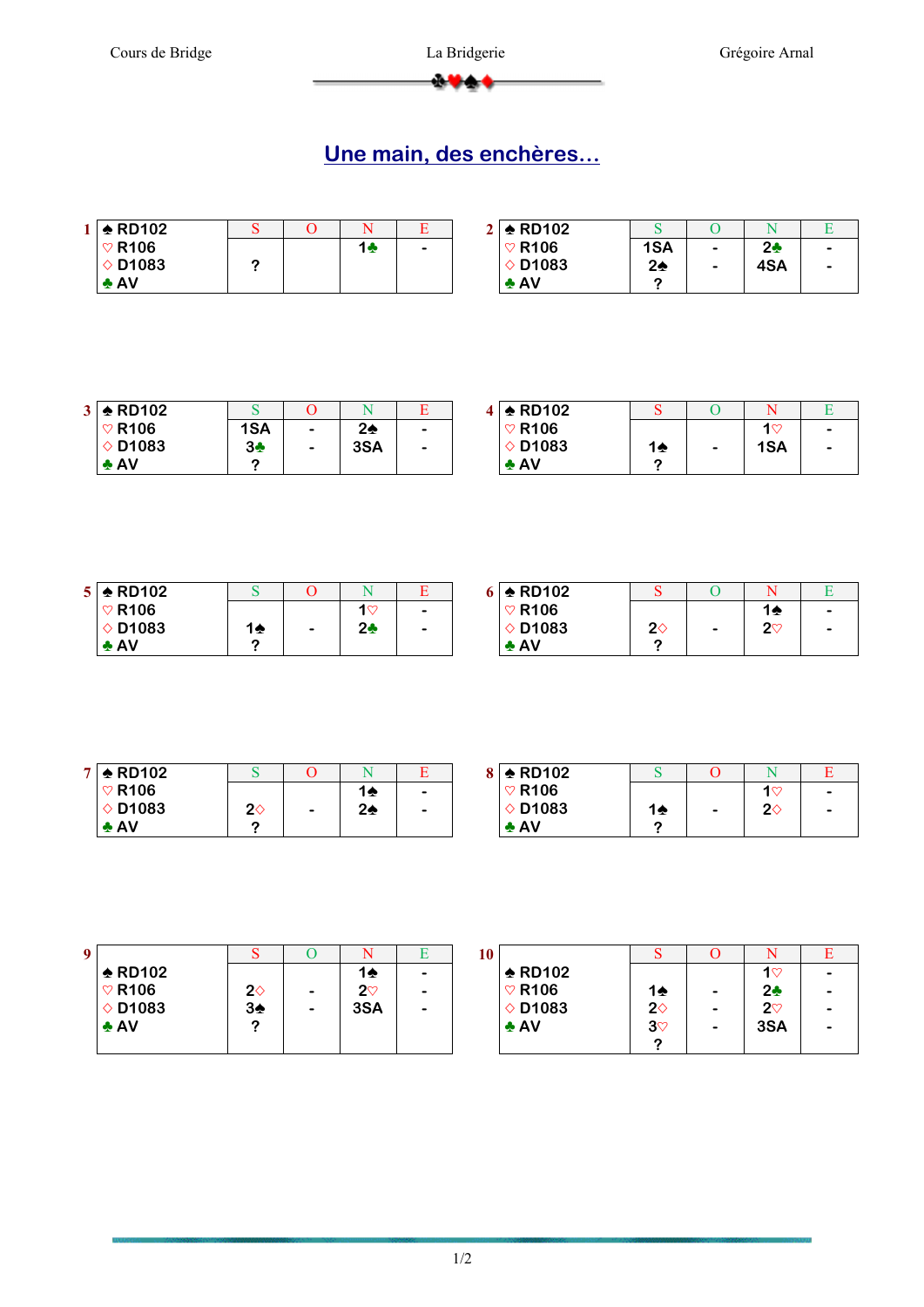# Une main, des enchères…

**1**

| Main | S | O | N | E |
|---|---|---|---|---|
| ♠ RD102 | | | 1♣ | - |
| ♡ R106 | ? | | | |
| ◇ D1083 | | | | |
| ♣ AV | | | | |

**2**

| Main | S | O | N | E |
|---|---|---|---|---|
| ♠ RD102 | 1SA | - | 2♣ | - |
| ♡ R106 | 2♠ | - | 4SA | - |
| ◇ D1083 | ? | | | |
| ♣ AV | | | | |

**3**

| Main | S | O | N | E |
|---|---|---|---|---|
| ♠ RD102 | 1SA | - | 2♠ | - |
| ♡ R106 | 3♣ | - | 3SA | - |
| ◇ D1083 | ? | | | |
| ♣ AV | | | | |

**4**

| Main | S | O | N | E |
|---|---|---|---|---|
| ♠ RD102 | | | 1♡ | - |
| ♡ R106 | 1♠ | - | 1SA | - |
| ◇ D1083 | ? | | | |
| ♣ AV | | | | |

**5**

| Main | S | O | N | E |
|---|---|---|---|---|
| ♠ RD102 | | | 1♡ | - |
| ♡ R106 | 1♠ | - | 2♣ | - |
| ◇ D1083 | ? | | | |
| ♣ AV | | | | |

**6**

| Main | S | O | N | E |
|---|---|---|---|---|
| ♠ RD102 | | | 1♠ | - |
| ♡ R106 | 2◇ | - | 2♡ | - |
| ◇ D1083 | ? | | | |
| ♣ AV | | | | |

**7**

| Main | S | O | N | E |
|---|---|---|---|---|
| ♠ RD102 | | | 1♠ | - |
| ♡ R106 | 2◇ | - | 2♠ | - |
| ◇ D1083 | ? | | | |
| ♣ AV | | | | |

**8**

| Main | S | O | N | E |
|---|---|---|---|---|
| ♠ RD102 | | | 1♡ | - |
| ♡ R106 | 1♠ | - | 2◇ | - |
| ◇ D1083 | ? | | | |
| ♣ AV | | | | |

**9**

| Main | S | O | N | E |
|---|---|---|---|---|
| ♠ RD102 | | | 1♠ | - |
| ♡ R106 | 2◇ | - | 2♡ | - |
| ◇ D1083 | 3♠ | - | 3SA | - |
| ♣ AV | ? | | | |

**10**

| Main | S | O | N | E |
|---|---|---|---|---|
| ♠ RD102 | | | 1♡ | - |
| ♡ R106 | 1♠ | - | 2♣ | - |
| ◇ D1083 | 2◇ | - | 2♡ | - |
| ♣ AV | 3♡ | - | 3SA | - |
| | ? | | | |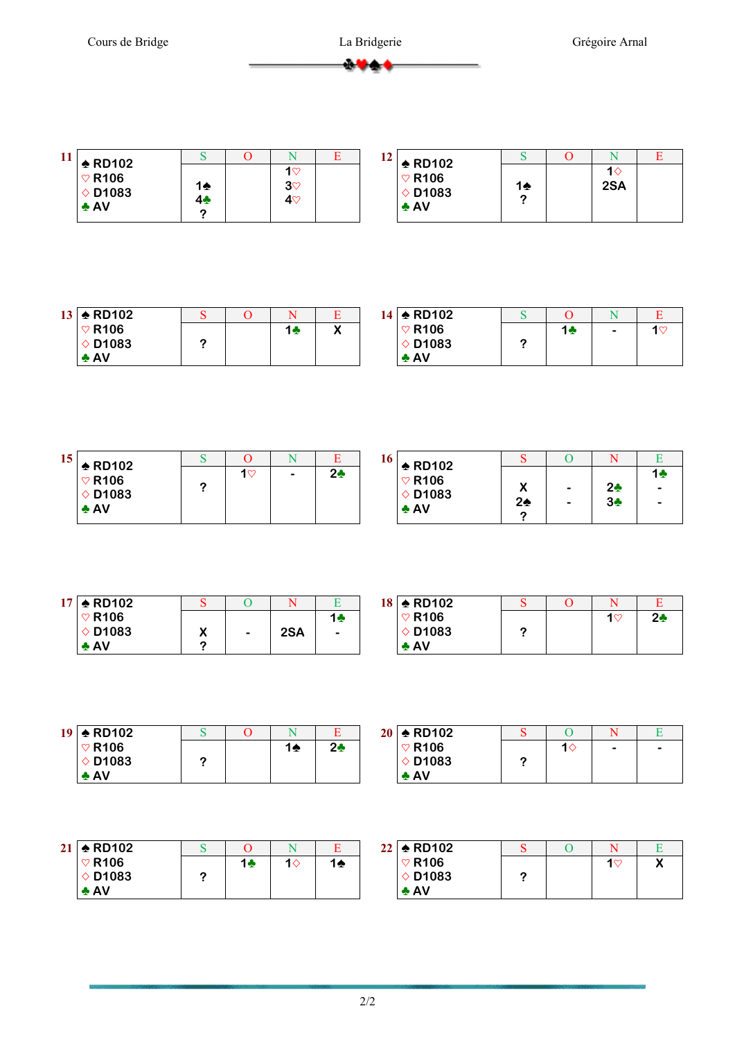**11**

| ♠ RD102 ♡ R106 ◇ D1083 ♣ AV | S | O | N | E |
|---|---|---|---|---|
| | | | 1♡ | |
| | 1♠ | | 3♡ | |
| | 4♣ | | 4♡ | |
| | ? | | | |

**12**

| ♠ RD102 ♡ R106 ◇ D1083 ♣ AV | S | O | N | E |
|---|---|---|---|---|
| | | | 1◇ | |
| | 1♠ | | 2SA | |
| | ? | | | |

**13**

| ♠ RD102 ♡ R106 ◇ D1083 ♣ AV | S | O | N | E |
|---|---|---|---|---|
| | | | 1♣ | X |
| | ? | | | |

**14**

| ♠ RD102 ♡ R106 ◇ D1083 ♣ AV | S | O | N | E |
|---|---|---|---|---|
| | | 1♣ | - | 1♡ |
| | ? | | | |

**15**

| ♠ RD102 ♡ R106 ◇ D1083 ♣ AV | S | O | N | E |
|---|---|---|---|---|
| | | 1♡ | - | 2♣ |
| | ? | | | |

**16**

| ♠ RD102 ♡ R106 ◇ D1083 ♣ AV | S | O | N | E |
|---|---|---|---|---|
| | | | | 1♣ |
| | X | - | 2♣ | - |
| | 2♠ | - | 3♣ | - |
| | ? | | | |

**17**

| ♠ RD102 ♡ R106 ◇ D1083 ♣ AV | S | O | N | E |
|---|---|---|---|---|
| | | | | 1♣ |
| | X | - | 2SA | - |
| | ? | | | |

**18**

| ♠ RD102 ♡ R106 ◇ D1083 ♣ AV | S | O | N | E |
|---|---|---|---|---|
| | | | 1♡ | 2♣ |
| | ? | | | |

**19**

| ♠ RD102 ♡ R106 ◇ D1083 ♣ AV | S | O | N | E |
|---|---|---|---|---|
| | | | 1♠ | 2♣ |
| | ? | | | |

**20**

| ♠ RD102 ♡ R106 ◇ D1083 ♣ AV | S | O | N | E |
|---|---|---|---|---|
| | | 1◇ | - | - |
| | ? | | | |

**21**

| ♠ RD102 ♡ R106 ◇ D1083 ♣ AV | S | O | N | E |
|---|---|---|---|---|
| | | 1♣ | 1◇ | 1♠ |
| | ? | | | |

**22**

| ♠ RD102 ♡ R106 ◇ D1083 ♣ AV | S | O | N | E |
|---|---|---|---|---|
| | | | 1♡ | X |
| | ? | | | |